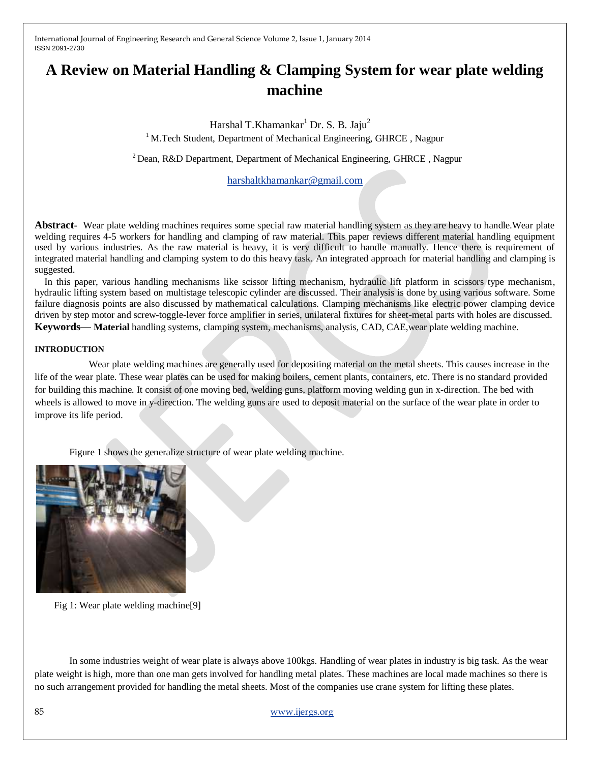# A Review on Material Handling & Clamping System for wear plate welding machine

Harshal T.Khamankar[1] Dr. S. B. Jaju[2]

[1] M.Tech Student, Department of Mechanical Engineering, GHRCE , Nagpur

[2] Dean, R&D Department, Department of Mechanical Engineering, GHRCE , Nagpur

harshaltkhamankar@gmail.com

**Abstract**- Wear plate welding machines requires some special raw material handling system as they are heavy to handle.Wear plate welding requires 4-5 workers for handling and clamping of raw material. This paper reviews different material handling equipment used by various industries. As the raw material is heavy, it is very difficult to handle manually. Hence there is requirement of integrated material handling and clamping system to do this heavy task. An integrated approach for material handling and clamping is suggested.

In this paper, various handling mechanisms like scissor lifting mechanism, hydraulic lift platform in scissors type mechanism, hydraulic lifting system based on multistage telescopic cylinder are discussed. Their analysis is done by using various software. Some failure diagnosis points are also discussed by mathematical calculations. Clamping mechanisms like electric power clamping device driven by step motor and screw-toggle-lever force amplifier in series, unilateral fixtures for sheet-metal parts with holes are discussed.

**Keywords**— **Material** handling systems, clamping system, mechanisms, analysis, CAD, CAE,wear plate welding machine.

## INTRODUCTION

Wear plate welding machines are generally used for depositing material on the metal sheets. This causes increase in the life of the wear plate. These wear plates can be used for making boilers, cement plants, containers, etc. There is no standard provided for building this machine. It consist of one moving bed, welding guns, platform moving welding gun in x-direction. The bed with wheels is allowed to move in y-direction. The welding guns are used to deposit material on the surface of the wear plate in order to improve its life period.

Figure 1 shows the generalize structure of wear plate welding machine.

Fig 1: Wear plate welding machine[9]

In some industries weight of wear plate is always above 100kgs. Handling of wear plates in industry is big task. As the wear plate weight is high, more than one man gets involved for handling metal plates. These machines are local made machines so there is no such arrangement provided for handling the metal sheets. Most of the companies use crane system for lifting these plates.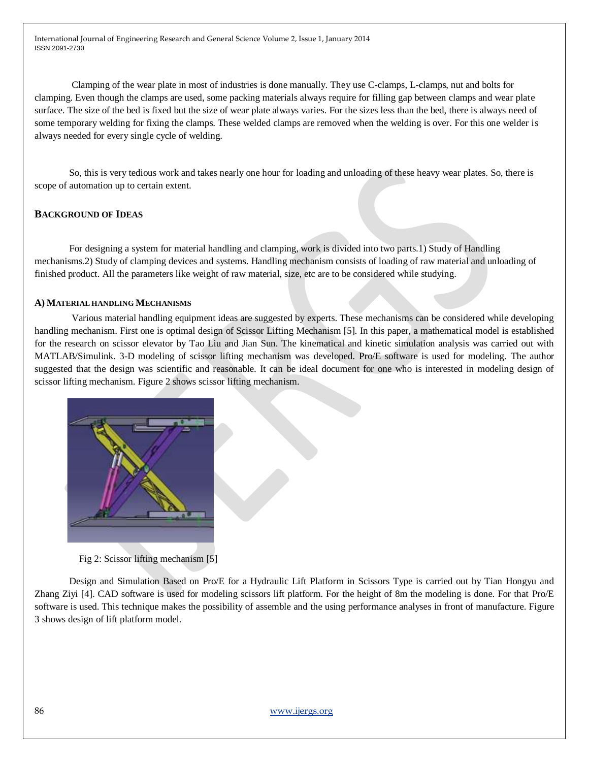Clamping of the wear plate in most of industries is done manually. They use C-clamps, L-clamps, nut and bolts for clamping. Even though the clamps are used, some packing materials always require for filling gap between clamps and wear plate surface. The size of the bed is fixed but the size of wear plate always varies. For the sizes less than the bed, there is always need of some temporary welding for fixing the clamps. These welded clamps are removed when the welding is over. For this one welder is always needed for every single cycle of welding.

So, this is very tedious work and takes nearly one hour for loading and unloading of these heavy wear plates. So, there is scope of automation up to certain extent.

## BACKGROUND OF IDEAS

For designing a system for material handling and clamping, work is divided into two parts.1) Study of Handling mechanisms.2) Study of clamping devices and systems. Handling mechanism consists of loading of raw material and unloading of finished product. All the parameters like weight of raw material, size, etc are to be considered while studying.

### A) MATERIAL HANDLING MECHANISMS

Various material handling equipment ideas are suggested by experts. These mechanisms can be considered while developing handling mechanism. First one is optimal design of Scissor Lifting Mechanism [5]. In this paper, a mathematical model is established for the research on scissor elevator by Tao Liu and Jian Sun. The kinematical and kinetic simulation analysis was carried out with MATLAB/Simulink. 3-D modeling of scissor lifting mechanism was developed. Pro/E software is used for modeling. The author suggested that the design was scientific and reasonable. It can be ideal document for one who is interested in modeling design of scissor lifting mechanism. Figure 2 shows scissor lifting mechanism.

Fig 2: Scissor lifting mechanism [5]

Design and Simulation Based on Pro/E for a Hydraulic Lift Platform in Scissors Type is carried out by Tian Hongyu and Zhang Ziyi [4]. CAD software is used for modeling scissors lift platform. For the height of 8m the modeling is done. For that Pro/E software is used. This technique makes the possibility of assemble and the using performance analyses in front of manufacture. Figure 3 shows design of lift platform model.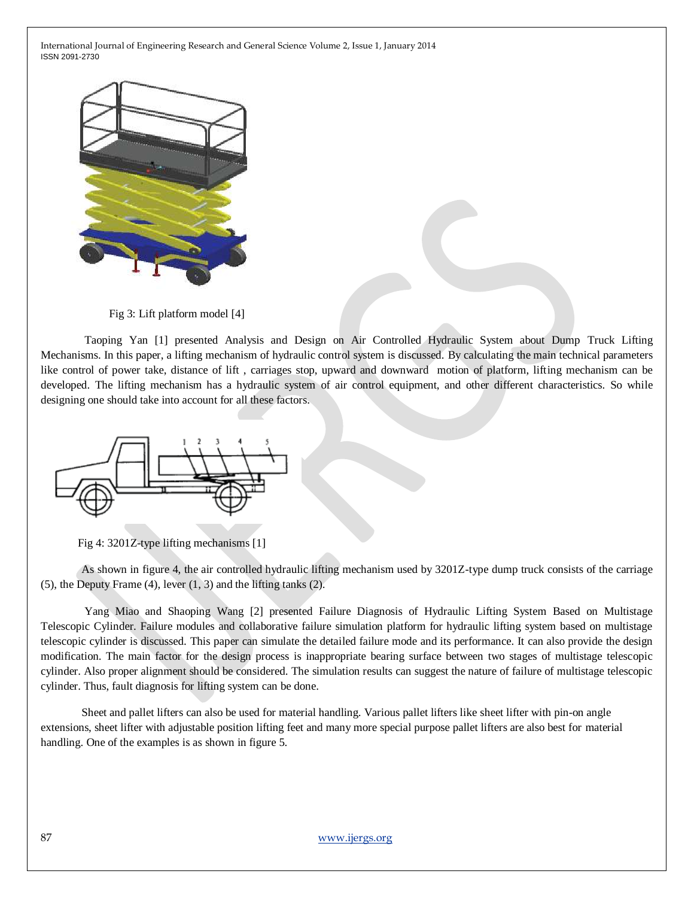Fig 3: Lift platform model [4]

Taoping Yan [1] presented Analysis and Design on Air Controlled Hydraulic System about Dump Truck Lifting Mechanisms. In this paper, a lifting mechanism of hydraulic control system is discussed. By calculating the main technical parameters like control of power take, distance of lift , carriages stop, upward and downward motion of platform, lifting mechanism can be developed. The lifting mechanism has a hydraulic system of air control equipment, and other different characteristics. So while designing one should take into account for all these factors.

Fig 4: 3201Z-type lifting mechanisms [1]

As shown in figure 4, the air controlled hydraulic lifting mechanism used by 3201Z-type dump truck consists of the carriage (5), the Deputy Frame (4), lever (1, 3) and the lifting tanks (2).

Yang Miao and Shaoping Wang [2] presented Failure Diagnosis of Hydraulic Lifting System Based on Multistage Telescopic Cylinder. Failure modules and collaborative failure simulation platform for hydraulic lifting system based on multistage telescopic cylinder is discussed. This paper can simulate the detailed failure mode and its performance. It can also provide the design modification. The main factor for the design process is inappropriate bearing surface between two stages of multistage telescopic cylinder. Also proper alignment should be considered. The simulation results can suggest the nature of failure of multistage telescopic cylinder. Thus, fault diagnosis for lifting system can be done.

Sheet and pallet lifters can also be used for material handling. Various pallet lifters like sheet lifter with pin-on angle extensions, sheet lifter with adjustable position lifting feet and many more special purpose pallet lifters are also best for material handling. One of the examples is as shown in figure 5.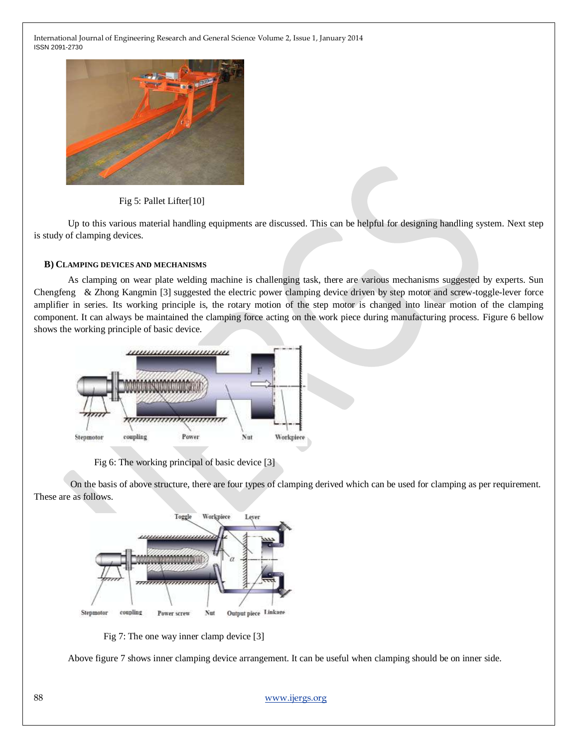Fig 5: Pallet Lifter[10]

Up to this various material handling equipments are discussed. This can be helpful for designing handling system. Next step is study of clamping devices.

### B) CLAMPING DEVICES AND MECHANISMS

As clamping on wear plate welding machine is challenging task, there are various mechanisms suggested by experts. Sun Chengfeng & Zhong Kangmin [3] suggested the electric power clamping device driven by step motor and screw-toggle-lever force amplifier in series. Its working principle is, the rotary motion of the step motor is changed into linear motion of the clamping component. It can always be maintained the clamping force acting on the work piece during manufacturing process. Figure 6 bellow shows the working principle of basic device.

Fig 6: The working principal of basic device [3]

On the basis of above structure, there are four types of clamping derived which can be used for clamping as per requirement. These are as follows.

Fig 7: The one way inner clamp device [3]

Above figure 7 shows inner clamping device arrangement. It can be useful when clamping should be on inner side.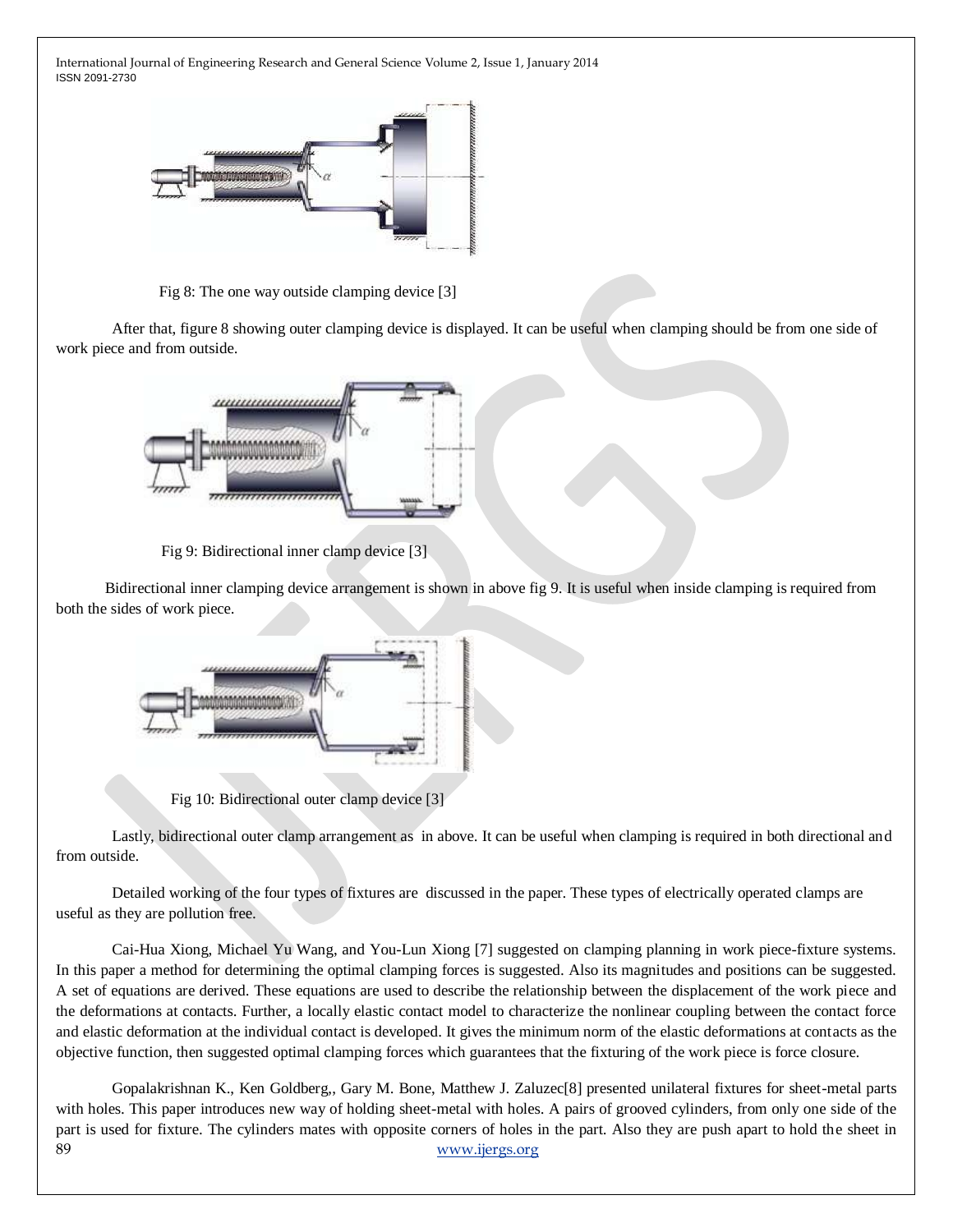Fig 8: The one way outside clamping device [3]

After that, figure 8 showing outer clamping device is displayed. It can be useful when clamping should be from one side of work piece and from outside.

Fig 9: Bidirectional inner clamp device [3]

Bidirectional inner clamping device arrangement is shown in above fig 9. It is useful when inside clamping is required from both the sides of work piece.

Fig 10: Bidirectional outer clamp device [3]

Lastly, bidirectional outer clamp arrangement as in above. It can be useful when clamping is required in both directional and from outside.

Detailed working of the four types of fixtures are discussed in the paper. These types of electrically operated clamps are useful as they are pollution free.

Cai-Hua Xiong, Michael Yu Wang, and You-Lun Xiong [7] suggested on clamping planning in work piece-fixture systems. In this paper a method for determining the optimal clamping forces is suggested. Also its magnitudes and positions can be suggested. A set of equations are derived. These equations are used to describe the relationship between the displacement of the work piece and the deformations at contacts. Further, a locally elastic contact model to characterize the nonlinear coupling between the contact force and elastic deformation at the individual contact is developed. It gives the minimum norm of the elastic deformations at contacts as the objective function, then suggested optimal clamping forces which guarantees that the fixturing of the work piece is force closure.

Gopalakrishnan K., Ken Goldberg,, Gary M. Bone, Matthew J. Zaluzec[8] presented unilateral fixtures for sheet-metal parts with holes. This paper introduces new way of holding sheet-metal with holes. A pairs of grooved cylinders, from only one side of the part is used for fixture. The cylinders mates with opposite corners of holes in the part. Also they are push apart to hold the sheet in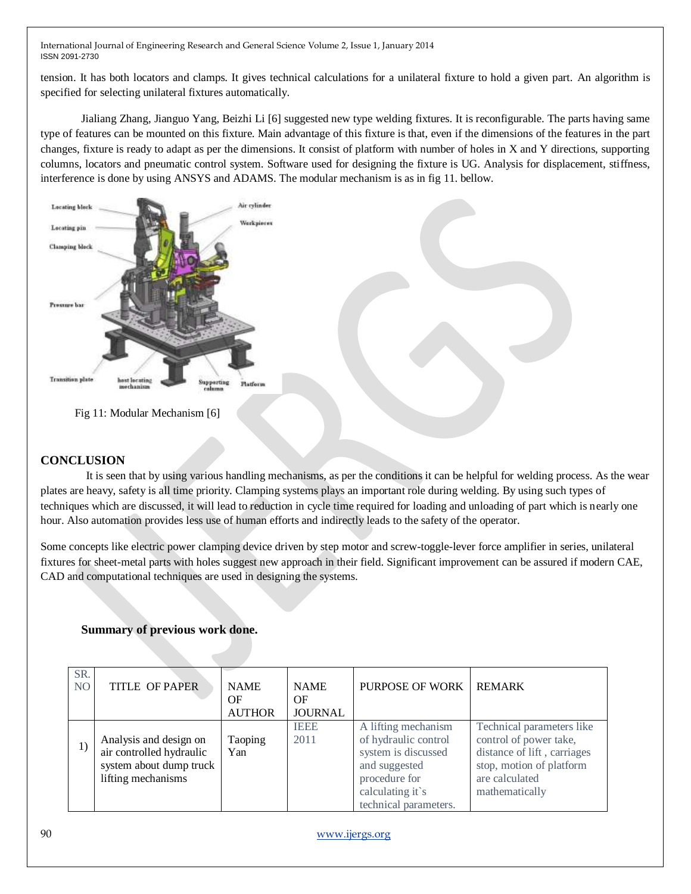tension. It has both locators and clamps. It gives technical calculations for a unilateral fixture to hold a given part. An algorithm is specified for selecting unilateral fixtures automatically.

Jialiang Zhang, Jianguo Yang, Beizhi Li [6] suggested new type welding fixtures. It is reconfigurable. The parts having same type of features can be mounted on this fixture. Main advantage of this fixture is that, even if the dimensions of the features in the part changes, fixture is ready to adapt as per the dimensions. It consist of platform with number of holes in X and Y directions, supporting columns, locators and pneumatic control system. Software used for designing the fixture is UG. Analysis for displacement, stiffness, interference is done by using ANSYS and ADAMS. The modular mechanism is as in fig 11. bellow.

Fig 11: Modular Mechanism [6]

## CONCLUSION

It is seen that by using various handling mechanisms, as per the conditions it can be helpful for welding process. As the wear plates are heavy, safety is all time priority. Clamping systems plays an important role during welding. By using such types of techniques which are discussed, it will lead to reduction in cycle time required for loading and unloading of part which is nearly one hour. Also automation provides less use of human efforts and indirectly leads to the safety of the operator.

Some concepts like electric power clamping device driven by step motor and screw-toggle-lever force amplifier in series, unilateral fixtures for sheet-metal parts with holes suggest new approach in their field. Significant improvement can be assured if modern CAE, CAD and computational techniques are used in designing the systems.

**Summary of previous work done.**

| SR. NO | TITLE OF PAPER | NAME OF AUTHOR | NAME OF JOURNAL | PURPOSE OF WORK | REMARK |
|---|---|---|---|---|---|
| 1) | Analysis and design on air controlled hydraulic system about dump truck lifting mechanisms | Taoping Yan | IEEE 2011 | A lifting mechanism of hydraulic control system is discussed and suggested procedure for calculating it`s technical parameters. | Technical parameters like control of power take, distance of lift , carriages stop, motion of platform are calculated mathematically |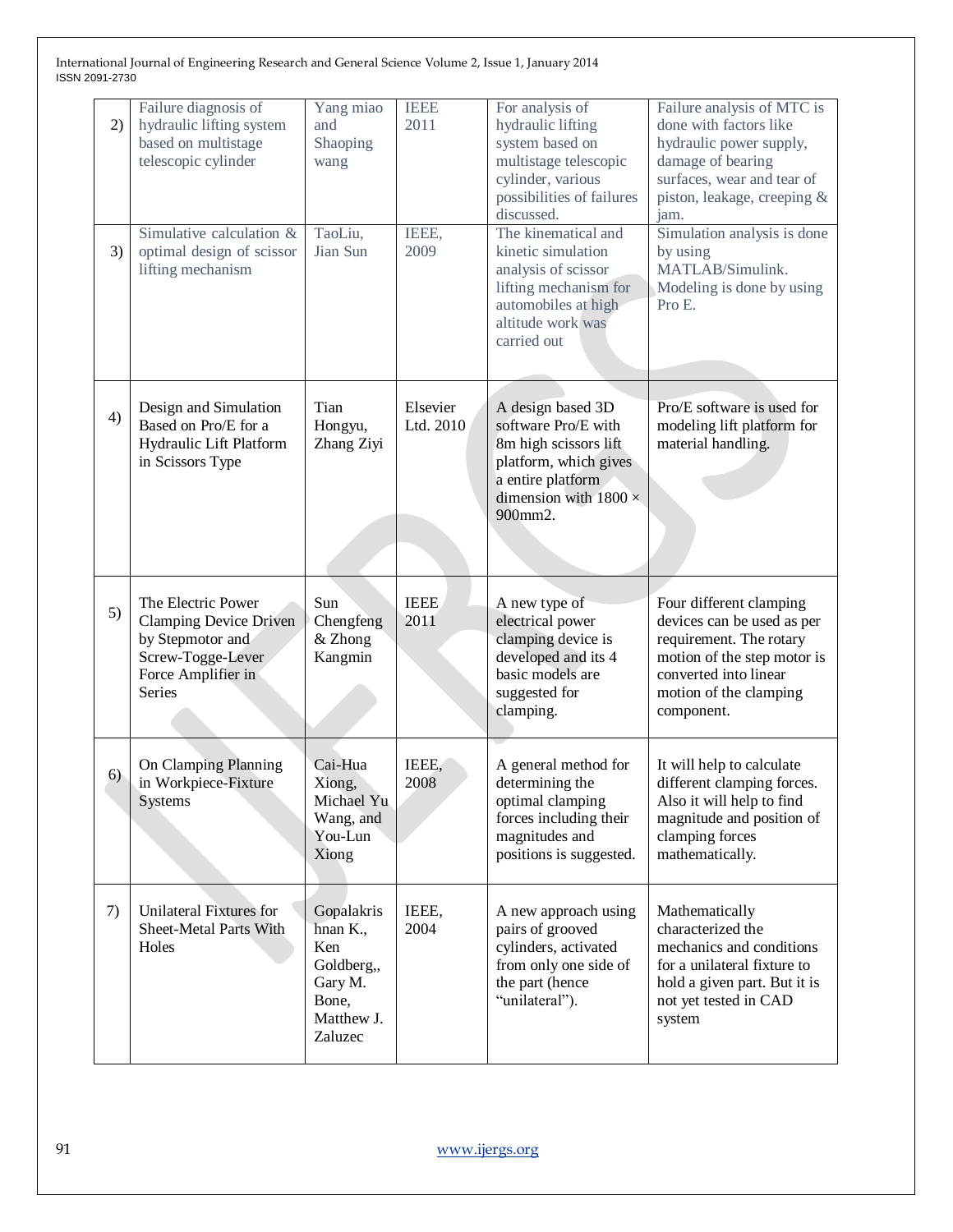| 2) | Failure diagnosis of hydraulic lifting system based on multistage telescopic cylinder | Yang miao and Shaoping wang | IEEE 2011 | For analysis of hydraulic lifting system based on multistage telescopic cylinder, various possibilities of failures discussed. | Failure analysis of MTC is done with factors like hydraulic power supply, damage of bearing surfaces, wear and tear of piston, leakage, creeping & jam. |
|---|---|---|---|---|---|
| 3) | Simulative calculation & optimal design of scissor lifting mechanism | TaoLiu, Jian Sun | IEEE, 2009 | The kinematical and kinetic simulation analysis of scissor lifting mechanism for automobiles at high altitude work was carried out | Simulation analysis is done by using MATLAB/Simulink. Modeling is done by using Pro E. |
| 4) | Design and Simulation Based on Pro/E for a Hydraulic Lift Platform in Scissors Type | Tian Hongyu, Zhang Ziyi | Elsevier Ltd. 2010 | A design based 3D software Pro/E with 8m high scissors lift platform, which gives a entire platform dimension with 1800 × 900mm2. | Pro/E software is used for modeling lift platform for material handling. |
| 5) | The Electric Power Clamping Device Driven by Stepmotor and Screw-Togge-Lever Force Amplifier in Series | Sun Chengfeng & Zhong Kangmin | IEEE 2011 | A new type of electrical power clamping device is developed and its 4 basic models are suggested for clamping. | Four different clamping devices can be used as per requirement. The rotary motion of the step motor is converted into linear motion of the clamping component. |
| 6) | On Clamping Planning in Workpiece-Fixture Systems | Cai-Hua Xiong, Michael Yu Wang, and You-Lun Xiong | IEEE, 2008 | A general method for determining the optimal clamping forces including their magnitudes and positions is suggested. | It will help to calculate different clamping forces. Also it will help to find magnitude and position of clamping forces mathematically. |
| 7) | Unilateral Fixtures for Sheet-Metal Parts With Holes | Gopalakrishnan K., Ken Goldberg,, Gary M. Bone, Matthew J. Zaluzec | IEEE, 2004 | A new approach using pairs of grooved cylinders, activated from only one side of the part (hence "unilateral"). | Mathematically characterized the mechanics and conditions for a unilateral fixture to hold a given part. But it is not yet tested in CAD system |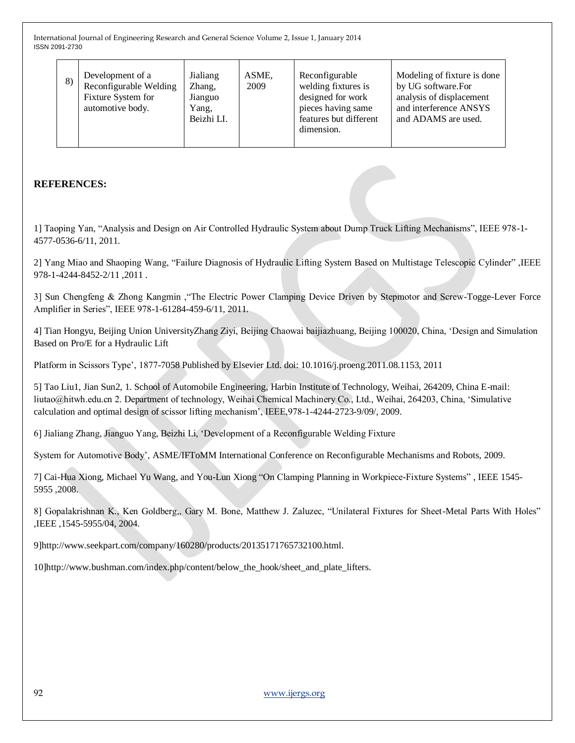| | | | | | |
|---|---|---|---|---|---|
| 8) | Development of a Reconfigurable Welding Fixture System for automotive body. | Jialiang Zhang, Jianguo Yang, Beizhi LI. | ASME, 2009 | Reconfigurable welding fixtures is designed for work pieces having same features but different dimension. | Modeling of fixture is done by UG software.For analysis of displacement and interference ANSYS and ADAMS are used. |

## REFERENCES:

1] Taoping Yan, "Analysis and Design on Air Controlled Hydraulic System about Dump Truck Lifting Mechanisms", IEEE 978-1-4577-0536-6/11, 2011.

2] Yang Miao and Shaoping Wang, "Failure Diagnosis of Hydraulic Lifting System Based on Multistage Telescopic Cylinder" ,IEEE 978-1-4244-8452-2/11 ,2011 .

3] Sun Chengfeng & Zhong Kangmin ,"The Electric Power Clamping Device Driven by Stepmotor and Screw-Togge-Lever Force Amplifier in Series", IEEE 978-1-61284-459-6/11, 2011.

4] Tian Hongyu, Beijing Union UniversityZhang Ziyi, Beijing Chaowai baijiazhuang, Beijing 100020, China, 'Design and Simulation Based on Pro/E for a Hydraulic Lift

Platform in Scissors Type', 1877-7058 Published by Elsevier Ltd. doi: 10.1016/j.proeng.2011.08.1153, 2011

5] Tao Liu1, Jian Sun2, 1. School of Automobile Engineering, Harbin Institute of Technology, Weihai, 264209, China E-mail: liutao@hitwh.edu.cn 2. Department of technology, Weihai Chemical Machinery Co., Ltd., Weihai, 264203, China, 'Simulative calculation and optimal design of scissor lifting mechanism', IEEE,978-1-4244-2723-9/09/, 2009.

6] Jialiang Zhang, Jianguo Yang, Beizhi Li, 'Development of a Reconfigurable Welding Fixture

System for Automotive Body', ASME/IFToMM International Conference on Reconfigurable Mechanisms and Robots, 2009.

7] Cai-Hua Xiong, Michael Yu Wang, and You-Lun Xiong "On Clamping Planning in Workpiece-Fixture Systems" , IEEE 1545-5955 ,2008.

8] Gopalakrishnan K., Ken Goldberg,, Gary M. Bone, Matthew J. Zaluzec, "Unilateral Fixtures for Sheet-Metal Parts With Holes" ,IEEE ,1545-5955/04, 2004.

9]http://www.seekpart.com/company/160280/products/20135171765732100.html.

10]http://www.bushman.com/index.php/content/below_the_hook/sheet_and_plate_lifters.